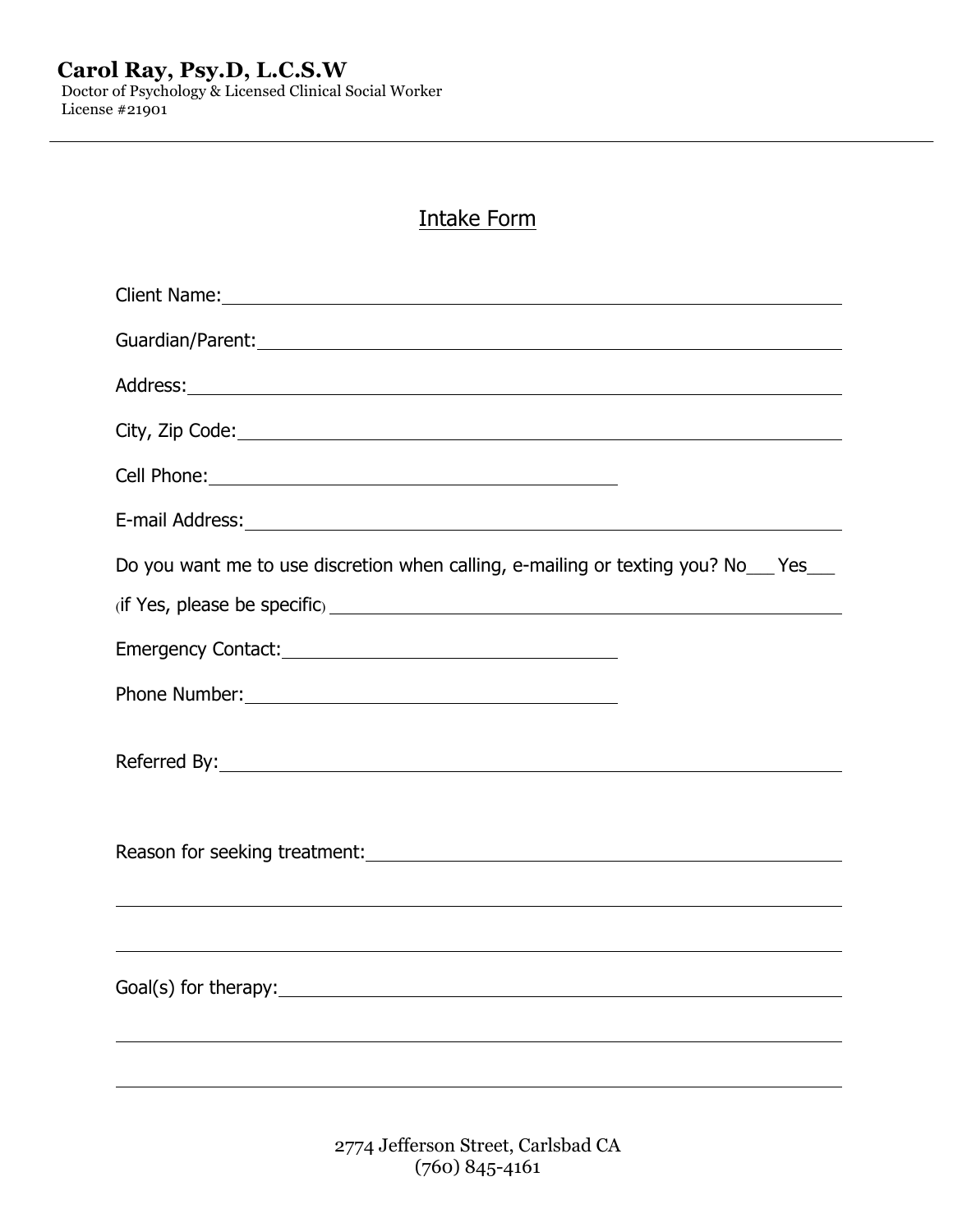**Carol Ray, Psy.D, L.C.S.W**
Doctor of Psychology & Licensed Clinical Social Worker
License #21901

---

# Intake Form

Client Name:\_\_\_\_\_\_\_\_\_\_\_\_\_\_\_\_\_\_\_\_\_\_\_\_\_\_\_\_\_\_\_\_\_\_\_\_\_\_\_\_\_\_\_\_\_\_\_\_

Guardian/Parent:\_\_\_\_\_\_\_\_\_\_\_\_\_\_\_\_\_\_\_\_\_\_\_\_\_\_\_\_\_\_\_\_\_\_\_\_\_\_\_\_\_\_\_\_

Address:\_\_\_\_\_\_\_\_\_\_\_\_\_\_\_\_\_\_\_\_\_\_\_\_\_\_\_\_\_\_\_\_\_\_\_\_\_\_\_\_\_\_\_\_\_\_\_\_\_\_\_

City, Zip Code:\_\_\_\_\_\_\_\_\_\_\_\_\_\_\_\_\_\_\_\_\_\_\_\_\_\_\_\_\_\_\_\_\_\_\_\_\_\_\_\_\_\_\_\_\_

Cell Phone:\_\_\_\_\_\_\_\_\_\_\_\_\_\_\_\_\_\_\_\_\_\_\_\_\_\_\_\_\_\_

E-mail Address:\_\_\_\_\_\_\_\_\_\_\_\_\_\_\_\_\_\_\_\_\_\_\_\_\_\_\_\_\_\_\_\_\_\_\_\_\_\_\_\_\_\_\_\_

Do you want me to use discretion when calling, e-mailing or texting you? No\_\_\_ Yes\_\_\_

(if Yes, please be specific) \_\_\_\_\_\_\_\_\_\_\_\_\_\_\_\_\_\_\_\_\_\_\_\_\_\_\_\_\_\_\_\_\_\_\_\_\_\_

Emergency Contact:\_\_\_\_\_\_\_\_\_\_\_\_\_\_\_\_\_\_\_\_\_\_\_\_\_\_

Phone Number:\_\_\_\_\_\_\_\_\_\_\_\_\_\_\_\_\_\_\_\_\_\_\_\_\_\_\_\_\_

Referred By:\_\_\_\_\_\_\_\_\_\_\_\_\_\_\_\_\_\_\_\_\_\_\_\_\_\_\_\_\_\_\_\_\_\_\_\_\_\_\_\_\_\_\_\_\_\_\_\_

Reason for seeking treatment:\_\_\_\_\_\_\_\_\_\_\_\_\_\_\_\_\_\_\_\_\_\_\_\_\_\_\_\_\_\_\_\_\_\_\_

\_\_\_\_\_\_\_\_\_\_\_\_\_\_\_\_\_\_\_\_\_\_\_\_\_\_\_\_\_\_\_\_\_\_\_\_\_\_\_\_\_\_\_\_\_\_\_\_\_\_\_\_\_\_\_\_\_\_

\_\_\_\_\_\_\_\_\_\_\_\_\_\_\_\_\_\_\_\_\_\_\_\_\_\_\_\_\_\_\_\_\_\_\_\_\_\_\_\_\_\_\_\_\_\_\_\_\_\_\_\_\_\_\_\_\_\_

Goal(s) for therapy:\_\_\_\_\_\_\_\_\_\_\_\_\_\_\_\_\_\_\_\_\_\_\_\_\_\_\_\_\_\_\_\_\_\_\_\_\_\_\_\_\_\_\_

\_\_\_\_\_\_\_\_\_\_\_\_\_\_\_\_\_\_\_\_\_\_\_\_\_\_\_\_\_\_\_\_\_\_\_\_\_\_\_\_\_\_\_\_\_\_\_\_\_\_\_\_\_\_\_\_\_\_

\_\_\_\_\_\_\_\_\_\_\_\_\_\_\_\_\_\_\_\_\_\_\_\_\_\_\_\_\_\_\_\_\_\_\_\_\_\_\_\_\_\_\_\_\_\_\_\_\_\_\_\_\_\_\_\_\_\_

2774 Jefferson Street, Carlsbad CA
(760) 845-4161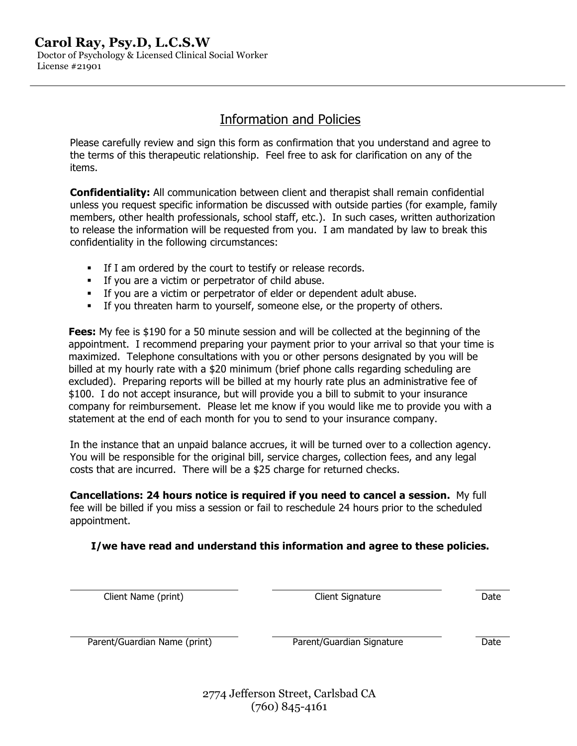**Carol Ray, Psy.D, L.C.S.W**
Doctor of Psychology & Licensed Clinical Social Worker
License #21901

---

## Information and Policies

Please carefully review and sign this form as confirmation that you understand and agree to the terms of this therapeutic relationship. Feel free to ask for clarification on any of the items.

**Confidentiality:** All communication between client and therapist shall remain confidential unless you request specific information be discussed with outside parties (for example, family members, other health professionals, school staff, etc.). In such cases, written authorization to release the information will be requested from you. I am mandated by law to break this confidentiality in the following circumstances:

- If I am ordered by the court to testify or release records.
- If you are a victim or perpetrator of child abuse.
- If you are a victim or perpetrator of elder or dependent adult abuse.
- If you threaten harm to yourself, someone else, or the property of others.

**Fees:** My fee is $190 for a 50 minute session and will be collected at the beginning of the appointment. I recommend preparing your payment prior to your arrival so that your time is maximized. Telephone consultations with you or other persons designated by you will be billed at my hourly rate with a $20 minimum (brief phone calls regarding scheduling are excluded). Preparing reports will be billed at my hourly rate plus an administrative fee of $100. I do not accept insurance, but will provide you a bill to submit to your insurance company for reimbursement. Please let me know if you would like me to provide you with a statement at the end of each month for you to send to your insurance company.

In the instance that an unpaid balance accrues, it will be turned over to a collection agency. You will be responsible for the original bill, service charges, collection fees, and any legal costs that are incurred. There will be a $25 charge for returned checks.

**Cancellations: 24 hours notice is required if you need to cancel a session.** My full fee will be billed if you miss a session or fail to reschedule 24 hours prior to the scheduled appointment.

**I/we have read and understand this information and agree to these policies.**

| Client Name (print) | Client Signature | Date |
|---|---|---|
| | | |

| Parent/Guardian Name (print) | Parent/Guardian Signature | Date |
|---|---|---|
| | | |

2774 Jefferson Street, Carlsbad CA
(760) 845-4161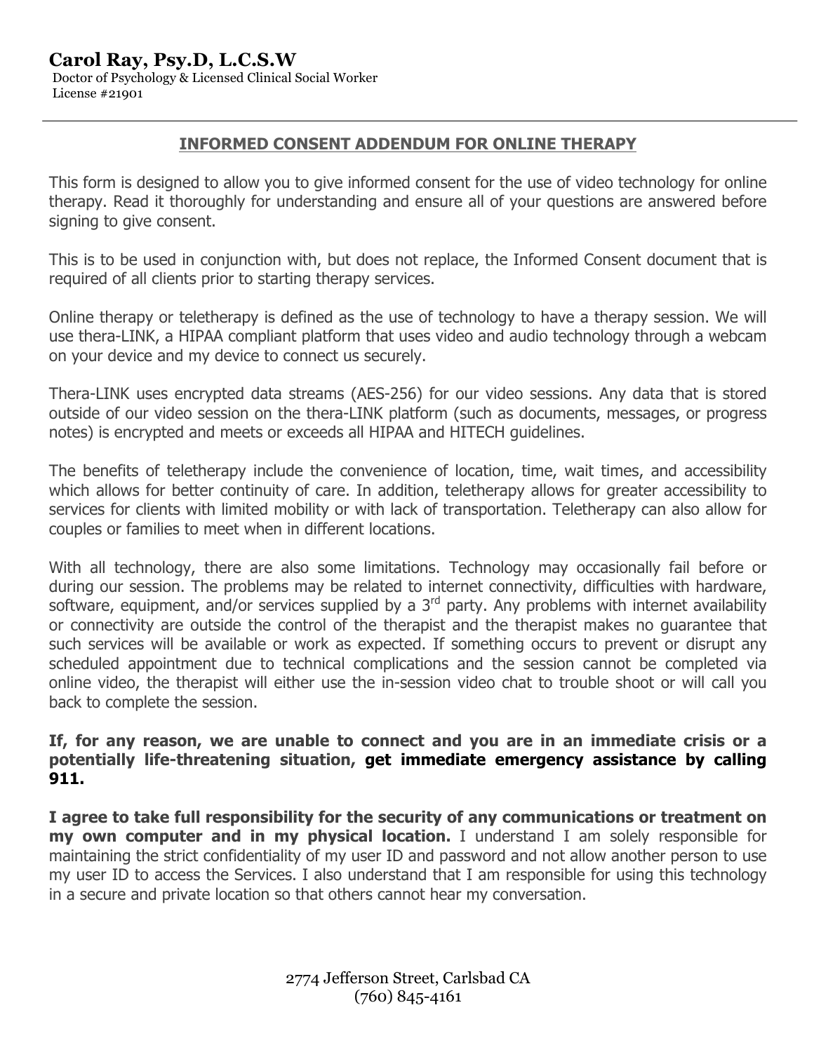**Carol Ray, Psy.D, L.C.S.W**
Doctor of Psychology & Licensed Clinical Social Worker
License #21901

---

## INFORMED CONSENT ADDENDUM FOR ONLINE THERAPY

This form is designed to allow you to give informed consent for the use of video technology for online therapy. Read it thoroughly for understanding and ensure all of your questions are answered before signing to give consent.

This is to be used in conjunction with, but does not replace, the Informed Consent document that is required of all clients prior to starting therapy services.

Online therapy or teletherapy is defined as the use of technology to have a therapy session. We will use thera-LINK, a HIPAA compliant platform that uses video and audio technology through a webcam on your device and my device to connect us securely.

Thera-LINK uses encrypted data streams (AES-256) for our video sessions. Any data that is stored outside of our video session on the thera-LINK platform (such as documents, messages, or progress notes) is encrypted and meets or exceeds all HIPAA and HITECH guidelines.

The benefits of teletherapy include the convenience of location, time, wait times, and accessibility which allows for better continuity of care. In addition, teletherapy allows for greater accessibility to services for clients with limited mobility or with lack of transportation. Teletherapy can also allow for couples or families to meet when in different locations.

With all technology, there are also some limitations. Technology may occasionally fail before or during our session. The problems may be related to internet connectivity, difficulties with hardware, software, equipment, and/or services supplied by a 3rd party. Any problems with internet availability or connectivity are outside the control of the therapist and the therapist makes no guarantee that such services will be available or work as expected. If something occurs to prevent or disrupt any scheduled appointment due to technical complications and the session cannot be completed via online video, the therapist will either use the in-session video chat to trouble shoot or will call you back to complete the session.

**If, for any reason, we are unable to connect and you are in an immediate crisis or a potentially life-threatening situation, get immediate emergency assistance by calling 911.**

**I agree to take full responsibility for the security of any communications or treatment on my own computer and in my physical location.** I understand I am solely responsible for maintaining the strict confidentiality of my user ID and password and not allow another person to use my user ID to access the Services. I also understand that I am responsible for using this technology in a secure and private location so that others cannot hear my conversation.

2774 Jefferson Street, Carlsbad CA
(760) 845-4161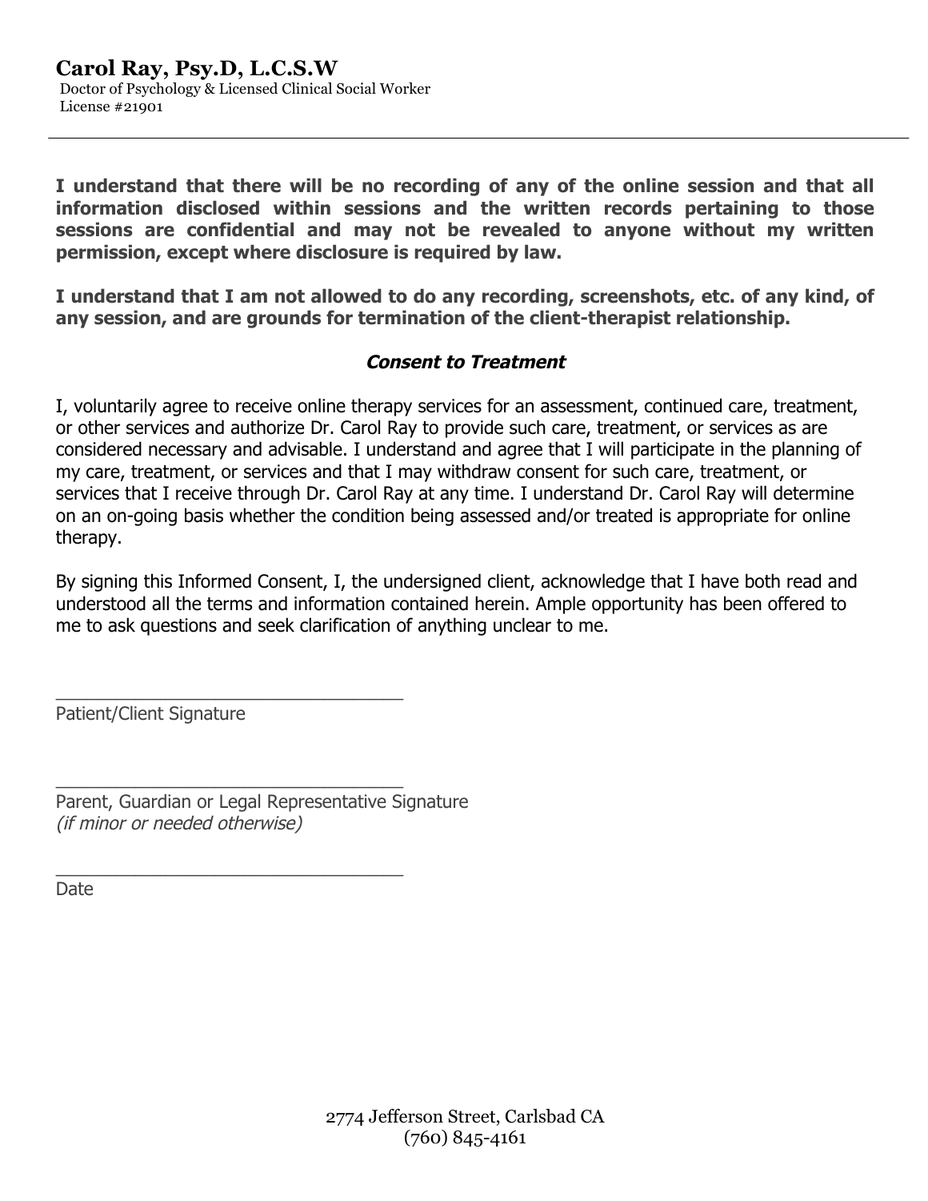**Carol Ray, Psy.D, L.C.S.W**
Doctor of Psychology & Licensed Clinical Social Worker
License #21901

---

**I understand that there will be no recording of any of the online session and that all information disclosed within sessions and the written records pertaining to those sessions are confidential and may not be revealed to anyone without my written permission, except where disclosure is required by law.**

**I understand that I am not allowed to do any recording, screenshots, etc. of any kind, of any session, and are grounds for termination of the client-therapist relationship.**

***Consent to Treatment***

I, voluntarily agree to receive online therapy services for an assessment, continued care, treatment, or other services and authorize Dr. Carol Ray to provide such care, treatment, or services as are considered necessary and advisable. I understand and agree that I will participate in the planning of my care, treatment, or services and that I may withdraw consent for such care, treatment, or services that I receive through Dr. Carol Ray at any time. I understand Dr. Carol Ray will determine on an on-going basis whether the condition being assessed and/or treated is appropriate for online therapy.

By signing this Informed Consent, I, the undersigned client, acknowledge that I have both read and understood all the terms and information contained herein. Ample opportunity has been offered to me to ask questions and seek clarification of anything unclear to me.

___________________________________
Patient/Client Signature

___________________________________
Parent, Guardian or Legal Representative Signature
*(if minor or needed otherwise)*

___________________________________
Date

2774 Jefferson Street, Carlsbad CA
(760) 845-4161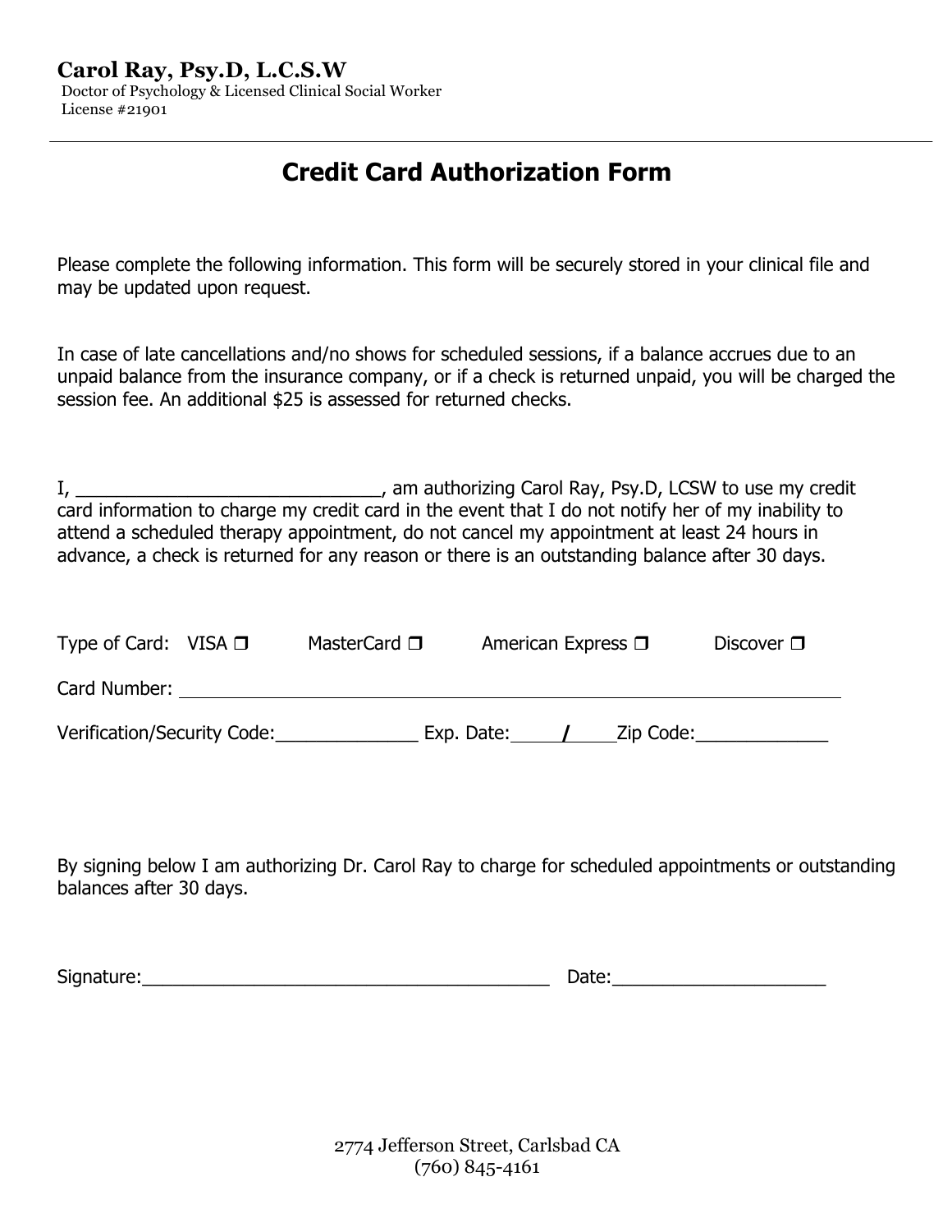**Carol Ray, Psy.D, L.C.S.W**
Doctor of Psychology & Licensed Clinical Social Worker
License #21901

---

# Credit Card Authorization Form

Please complete the following information. This form will be securely stored in your clinical file and may be updated upon request.

In case of late cancellations and/no shows for scheduled sessions, if a balance accrues due to an unpaid balance from the insurance company, or if a check is returned unpaid, you will be charged the session fee. An additional $25 is assessed for returned checks.

I, ______________________________, am authorizing Carol Ray, Psy.D, LCSW to use my credit card information to charge my credit card in the event that I do not notify her of my inability to attend a scheduled therapy appointment, do not cancel my appointment at least 24 hours in advance, a check is returned for any reason or there is an outstanding balance after 30 days.

Type of Card: VISA ❒ MasterCard ❒ American Express ❒ Discover ❒

Card Number: ____________________________________________________________

Verification/Security Code:______________ Exp. Date:_____/_____Zip Code:_____________

By signing below I am authorizing Dr. Carol Ray to charge for scheduled appointments or outstanding balances after 30 days.

Signature:________________________________________ Date:_____________________

2774 Jefferson Street, Carlsbad CA
(760) 845-4161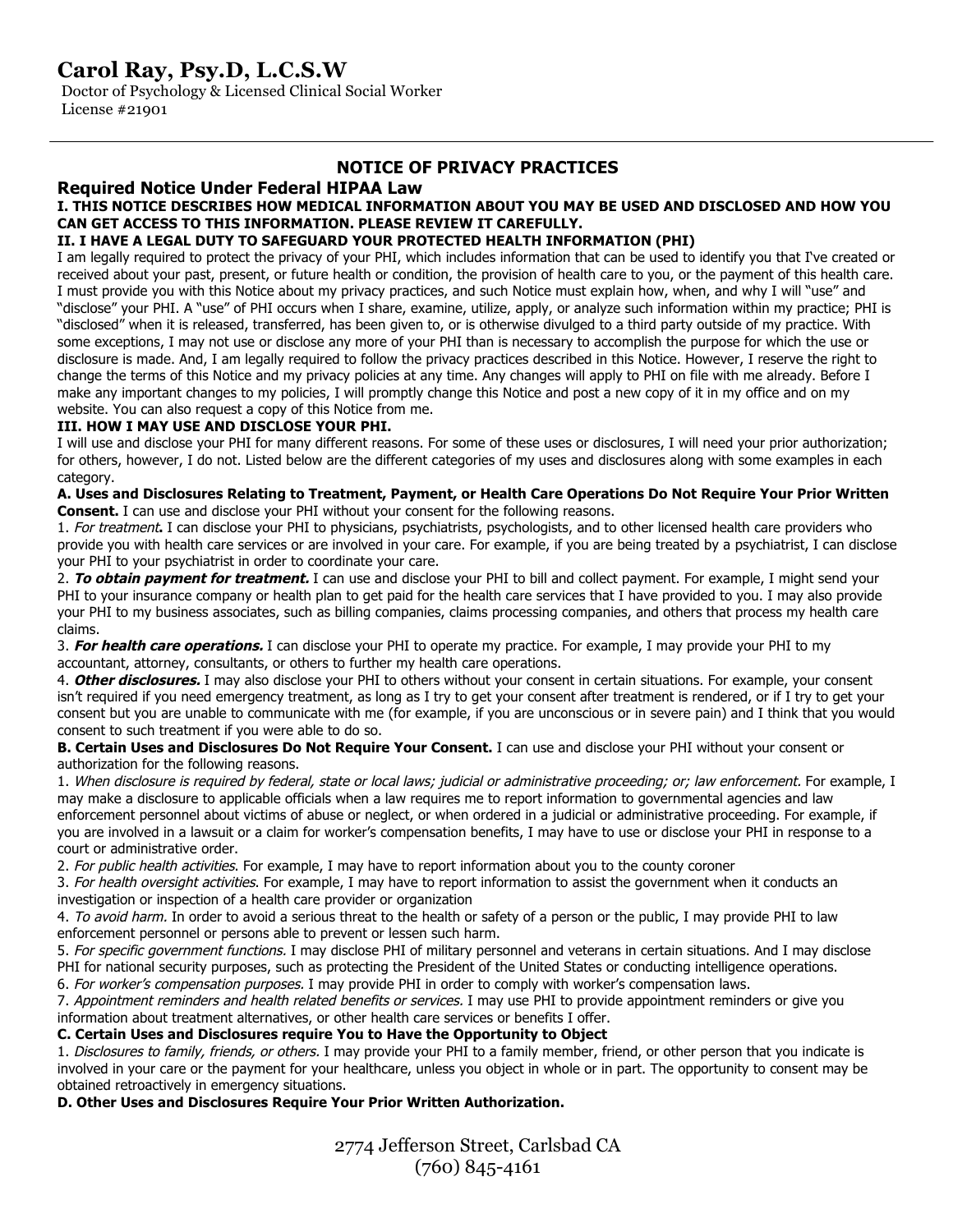# Carol Ray, Psy.D, L.C.S.W

Doctor of Psychology & Licensed Clinical Social Worker
License #21901

## NOTICE OF PRIVACY PRACTICES

### Required Notice Under Federal HIPAA Law

**I. THIS NOTICE DESCRIBES HOW MEDICAL INFORMATION ABOUT YOU MAY BE USED AND DISCLOSED AND HOW YOU CAN GET ACCESS TO THIS INFORMATION. PLEASE REVIEW IT CAREFULLY.**

**II. I HAVE A LEGAL DUTY TO SAFEGUARD YOUR PROTECTED HEALTH INFORMATION (PHI)**

I am legally required to protect the privacy of your PHI, which includes information that can be used to identify you that I've created or received about your past, present, or future health or condition, the provision of health care to you, or the payment of this health care. I must provide you with this Notice about my privacy practices, and such Notice must explain how, when, and why I will "use" and "disclose" your PHI. A "use" of PHI occurs when I share, examine, utilize, apply, or analyze such information within my practice; PHI is "disclosed" when it is released, transferred, has been given to, or is otherwise divulged to a third party outside of my practice. With some exceptions, I may not use or disclose any more of your PHI than is necessary to accomplish the purpose for which the use or disclosure is made. And, I am legally required to follow the privacy practices described in this Notice. However, I reserve the right to change the terms of this Notice and my privacy policies at any time. Any changes will apply to PHI on file with me already. Before I make any important changes to my policies, I will promptly change this Notice and post a new copy of it in my office and on my website. You can also request a copy of this Notice from me.

**III. HOW I MAY USE AND DISCLOSE YOUR PHI.**

I will use and disclose your PHI for many different reasons. For some of these uses or disclosures, I will need your prior authorization; for others, however, I do not. Listed below are the different categories of my uses and disclosures along with some examples in each category.

**A. Uses and Disclosures Relating to Treatment, Payment, or Health Care Operations Do Not Require Your Prior Written Consent.** I can use and disclose your PHI without your consent for the following reasons.

1. *For treatment***.** I can disclose your PHI to physicians, psychiatrists, psychologists, and to other licensed health care providers who provide you with health care services or are involved in your care. For example, if you are being treated by a psychiatrist, I can disclose your PHI to your psychiatrist in order to coordinate your care.
2. ***To obtain payment for treatment.*** I can use and disclose your PHI to bill and collect payment. For example, I might send your PHI to your insurance company or health plan to get paid for the health care services that I have provided to you. I may also provide your PHI to my business associates, such as billing companies, claims processing companies, and others that process my health care claims.
3. ***For health care operations.*** I can disclose your PHI to operate my practice. For example, I may provide your PHI to my accountant, attorney, consultants, or others to further my health care operations.
4. ***Other disclosures.*** I may also disclose your PHI to others without your consent in certain situations. For example, your consent isn't required if you need emergency treatment, as long as I try to get your consent after treatment is rendered, or if I try to get your consent but you are unable to communicate with me (for example, if you are unconscious or in severe pain) and I think that you would consent to such treatment if you were able to do so.

**B. Certain Uses and Disclosures Do Not Require Your Consent.** I can use and disclose your PHI without your consent or authorization for the following reasons.

1. *When disclosure is required by federal, state or local laws; judicial or administrative proceeding; or; law enforcement.* For example, I may make a disclosure to applicable officials when a law requires me to report information to governmental agencies and law enforcement personnel about victims of abuse or neglect, or when ordered in a judicial or administrative proceeding. For example, if you are involved in a lawsuit or a claim for worker's compensation benefits, I may have to use or disclose your PHI in response to a court or administrative order.
2. *For public health activities*. For example, I may have to report information about you to the county coroner
3. *For health oversight activities*. For example, I may have to report information to assist the government when it conducts an investigation or inspection of a health care provider or organization
4. *To avoid harm.* In order to avoid a serious threat to the health or safety of a person or the public, I may provide PHI to law enforcement personnel or persons able to prevent or lessen such harm.
5. *For specific government functions.* I may disclose PHI of military personnel and veterans in certain situations. And I may disclose PHI for national security purposes, such as protecting the President of the United States or conducting intelligence operations.
6. *For worker's compensation purposes.* I may provide PHI in order to comply with worker's compensation laws.
7. *Appointment reminders and health related benefits or services.* I may use PHI to provide appointment reminders or give you information about treatment alternatives, or other health care services or benefits I offer.

**C. Certain Uses and Disclosures require You to Have the Opportunity to Object**

1. *Disclosures to family, friends, or others.* I may provide your PHI to a family member, friend, or other person that you indicate is involved in your care or the payment for your healthcare, unless you object in whole or in part. The opportunity to consent may be obtained retroactively in emergency situations.

**D. Other Uses and Disclosures Require Your Prior Written Authorization.**

2774 Jefferson Street, Carlsbad CA
(760) 845-4161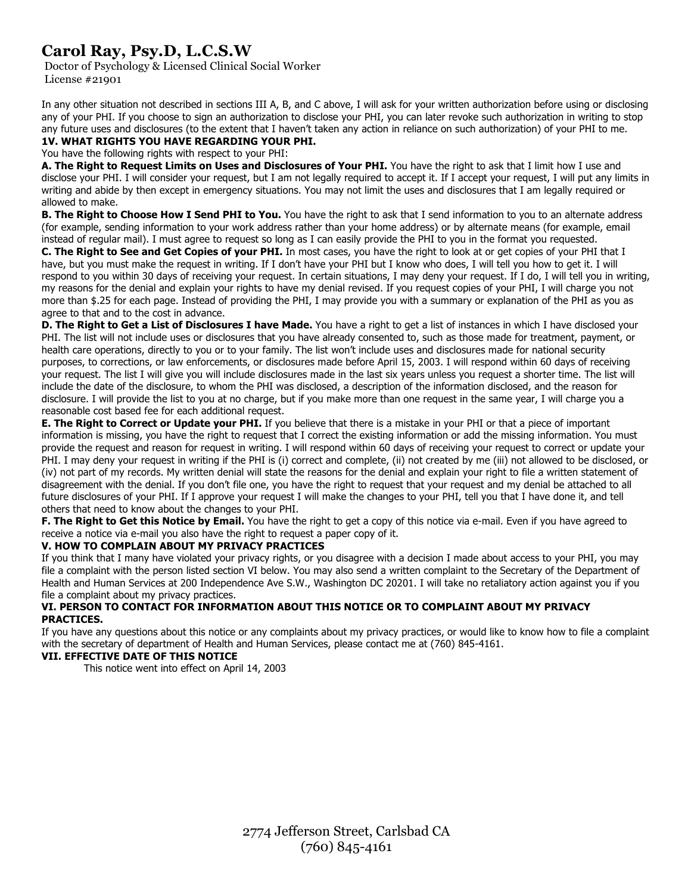# Carol Ray, Psy.D, L.C.S.W

Doctor of Psychology & Licensed Clinical Social Worker
License #21901

In any other situation not described in sections III A, B, and C above, I will ask for your written authorization before using or disclosing any of your PHI. If you choose to sign an authorization to disclose your PHI, you can later revoke such authorization in writing to stop any future uses and disclosures (to the extent that I haven't taken any action in reliance on such authorization) of your PHI to me.

**1V. WHAT RIGHTS YOU HAVE REGARDING YOUR PHI.**

You have the following rights with respect to your PHI:

**A. The Right to Request Limits on Uses and Disclosures of Your PHI.** You have the right to ask that I limit how I use and disclose your PHI. I will consider your request, but I am not legally required to accept it. If I accept your request, I will put any limits in writing and abide by then except in emergency situations. You may not limit the uses and disclosures that I am legally required or allowed to make.

**B. The Right to Choose How I Send PHI to You.** You have the right to ask that I send information to you to an alternate address (for example, sending information to your work address rather than your home address) or by alternate means (for example, email instead of regular mail). I must agree to request so long as I can easily provide the PHI to you in the format you requested.

**C. The Right to See and Get Copies of your PHI.** In most cases, you have the right to look at or get copies of your PHI that I have, but you must make the request in writing. If I don't have your PHI but I know who does, I will tell you how to get it. I will respond to you within 30 days of receiving your request. In certain situations, I may deny your request. If I do, I will tell you in writing, my reasons for the denial and explain your rights to have my denial revised. If you request copies of your PHI, I will charge you not more than $.25 for each page. Instead of providing the PHI, I may provide you with a summary or explanation of the PHI as you as agree to that and to the cost in advance.

**D. The Right to Get a List of Disclosures I have Made.** You have a right to get a list of instances in which I have disclosed your PHI. The list will not include uses or disclosures that you have already consented to, such as those made for treatment, payment, or health care operations, directly to you or to your family. The list won't include uses and disclosures made for national security purposes, to corrections, or law enforcements, or disclosures made before April 15, 2003. I will respond within 60 days of receiving your request. The list I will give you will include disclosures made in the last six years unless you request a shorter time. The list will include the date of the disclosure, to whom the PHI was disclosed, a description of the information disclosed, and the reason for disclosure. I will provide the list to you at no charge, but if you make more than one request in the same year, I will charge you a reasonable cost based fee for each additional request.

**E. The Right to Correct or Update your PHI.** If you believe that there is a mistake in your PHI or that a piece of important information is missing, you have the right to request that I correct the existing information or add the missing information. You must provide the request and reason for request in writing. I will respond within 60 days of receiving your request to correct or update your PHI. I may deny your request in writing if the PHI is (i) correct and complete, (ii) not created by me (iii) not allowed to be disclosed, or (iv) not part of my records. My written denial will state the reasons for the denial and explain your right to file a written statement of disagreement with the denial. If you don't file one, you have the right to request that your request and my denial be attached to all future disclosures of your PHI. If I approve your request I will make the changes to your PHI, tell you that I have done it, and tell others that need to know about the changes to your PHI.

**F. The Right to Get this Notice by Email.** You have the right to get a copy of this notice via e-mail. Even if you have agreed to receive a notice via e-mail you also have the right to request a paper copy of it.

**V. HOW TO COMPLAIN ABOUT MY PRIVACY PRACTICES**

If you think that I many have violated your privacy rights, or you disagree with a decision I made about access to your PHI, you may file a complaint with the person listed section VI below. You may also send a written complaint to the Secretary of the Department of Health and Human Services at 200 Independence Ave S.W., Washington DC 20201. I will take no retaliatory action against you if you file a complaint about my privacy practices.

**VI. PERSON TO CONTACT FOR INFORMATION ABOUT THIS NOTICE OR TO COMPLAINT ABOUT MY PRIVACY PRACTICES.**

If you have any questions about this notice or any complaints about my privacy practices, or would like to know how to file a complaint with the secretary of department of Health and Human Services, please contact me at (760) 845-4161.

**VII. EFFECTIVE DATE OF THIS NOTICE**

This notice went into effect on April 14, 2003

2774 Jefferson Street, Carlsbad CA
(760) 845-4161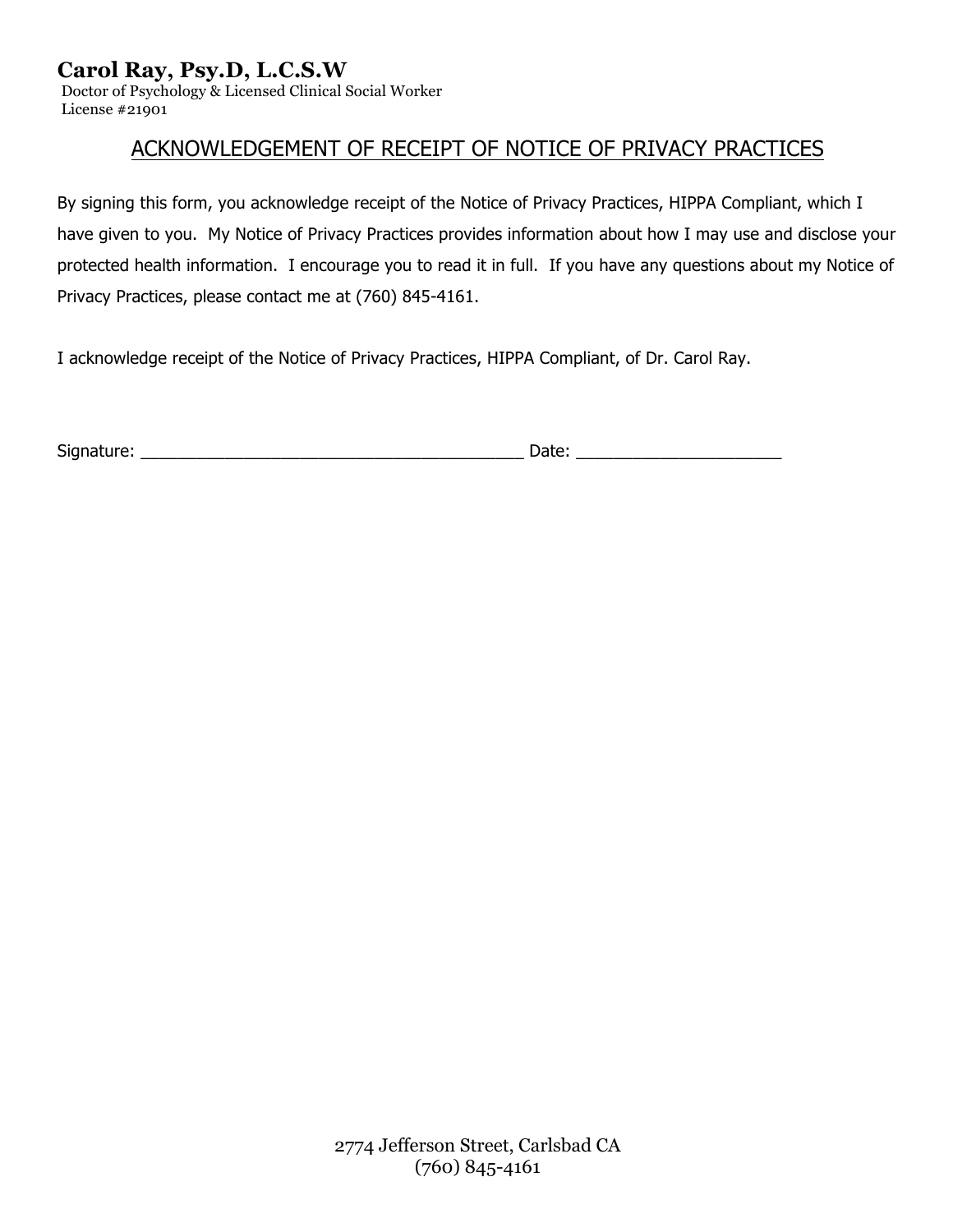**Carol Ray, Psy.D, L.C.S.W**
Doctor of Psychology & Licensed Clinical Social Worker
License #21901

## ACKNOWLEDGEMENT OF RECEIPT OF NOTICE OF PRIVACY PRACTICES

By signing this form, you acknowledge receipt of the Notice of Privacy Practices, HIPPA Compliant, which I have given to you. My Notice of Privacy Practices provides information about how I may use and disclose your protected health information. I encourage you to read it in full. If you have any questions about my Notice of Privacy Practices, please contact me at (760) 845-4161.

I acknowledge receipt of the Notice of Privacy Practices, HIPPA Compliant, of Dr. Carol Ray.

Signature: _______________________________________ Date: _____________________

2774 Jefferson Street, Carlsbad CA
(760) 845-4161